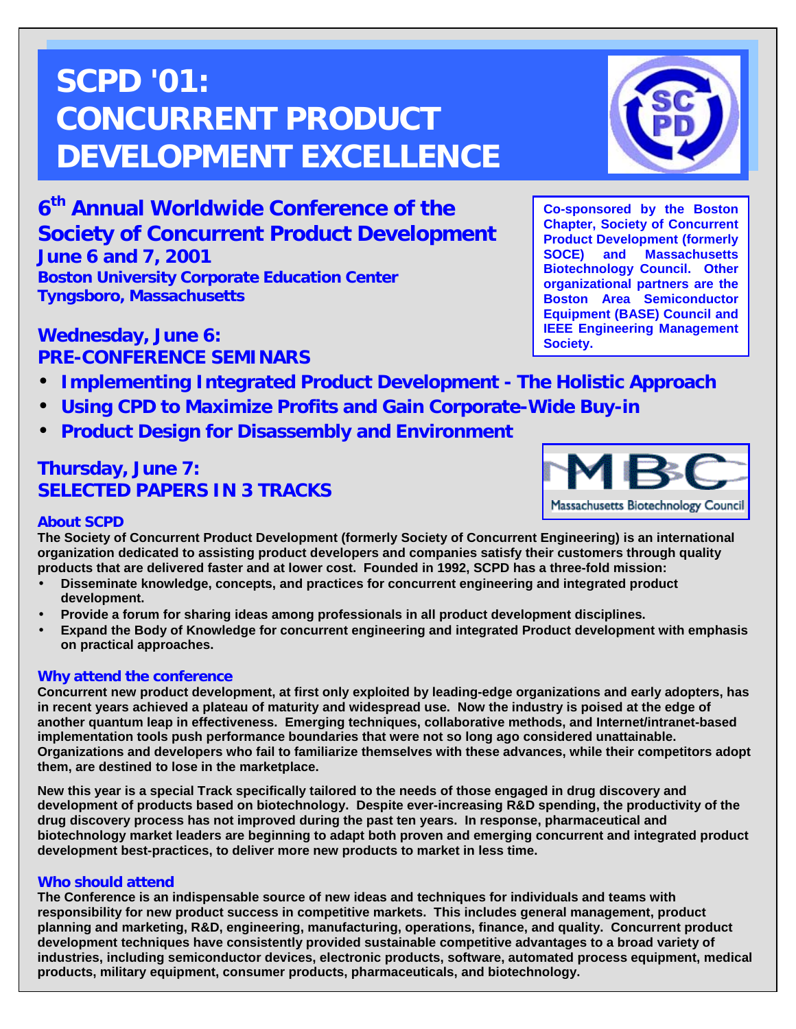# SCPD '01: CONCURRENT PRODUCT DEVELOPMENT EXCELLENCE

## 6th Annual Worldwide Conference of the Society of Concurrent Product Development

**June 6 and 7, 2001**

**Boston University Corporate Education Center**
**Tyngsboro, Massachusetts**

**Co-sponsored by the Boston Chapter, Society of Concurrent Product Development (formerly SOCE) and Massachusetts Biotechnology Council. Other organizational partners are the Boston Area Semiconductor Equipment (BASE) Council and IEEE Engineering Management Society.**

### Wednesday, June 6: PRE-CONFERENCE SEMINARS

- **Implementing Integrated Product Development - The Holistic Approach**
- **Using CPD to Maximize Profits and Gain Corporate-Wide Buy-in**
- **Product Design for Disassembly and Environment**

### Thursday, June 7: SELECTED PAPERS IN 3 TRACKS

MBC Massachusetts Biotechnology Council

#### About SCPD

**The Society of Concurrent Product Development (formerly Society of Concurrent Engineering) is an international organization dedicated to assisting product developers and companies satisfy their customers through quality products that are delivered faster and at lower cost. Founded in 1992, SCPD has a three-fold mission:**

- **Disseminate knowledge, concepts, and practices for concurrent engineering and integrated product development.**
- **Provide a forum for sharing ideas among professionals in all product development disciplines.**
- **Expand the Body of Knowledge for concurrent engineering and integrated Product development with emphasis on practical approaches.**

#### Why attend the conference

**Concurrent new product development, at first only exploited by leading-edge organizations and early adopters, has in recent years achieved a plateau of maturity and widespread use. Now the industry is poised at the edge of another quantum leap in effectiveness. Emerging techniques, collaborative methods, and Internet/intranet-based implementation tools push performance boundaries that were not so long ago considered unattainable. Organizations and developers who fail to familiarize themselves with these advances, while their competitors adopt them, are destined to lose in the marketplace.**

**New this year is a special Track specifically tailored to the needs of those engaged in drug discovery and development of products based on biotechnology. Despite ever-increasing R&D spending, the productivity of the drug discovery process has not improved during the past ten years. In response, pharmaceutical and biotechnology market leaders are beginning to adapt both proven and emerging concurrent and integrated product development best-practices, to deliver more new products to market in less time.**

#### Who should attend

**The Conference is an indispensable source of new ideas and techniques for individuals and teams with responsibility for new product success in competitive markets. This includes general management, product planning and marketing, R&D, engineering, manufacturing, operations, finance, and quality. Concurrent product development techniques have consistently provided sustainable competitive advantages to a broad variety of industries, including semiconductor devices, electronic products, software, automated process equipment, medical products, military equipment, consumer products, pharmaceuticals, and biotechnology.**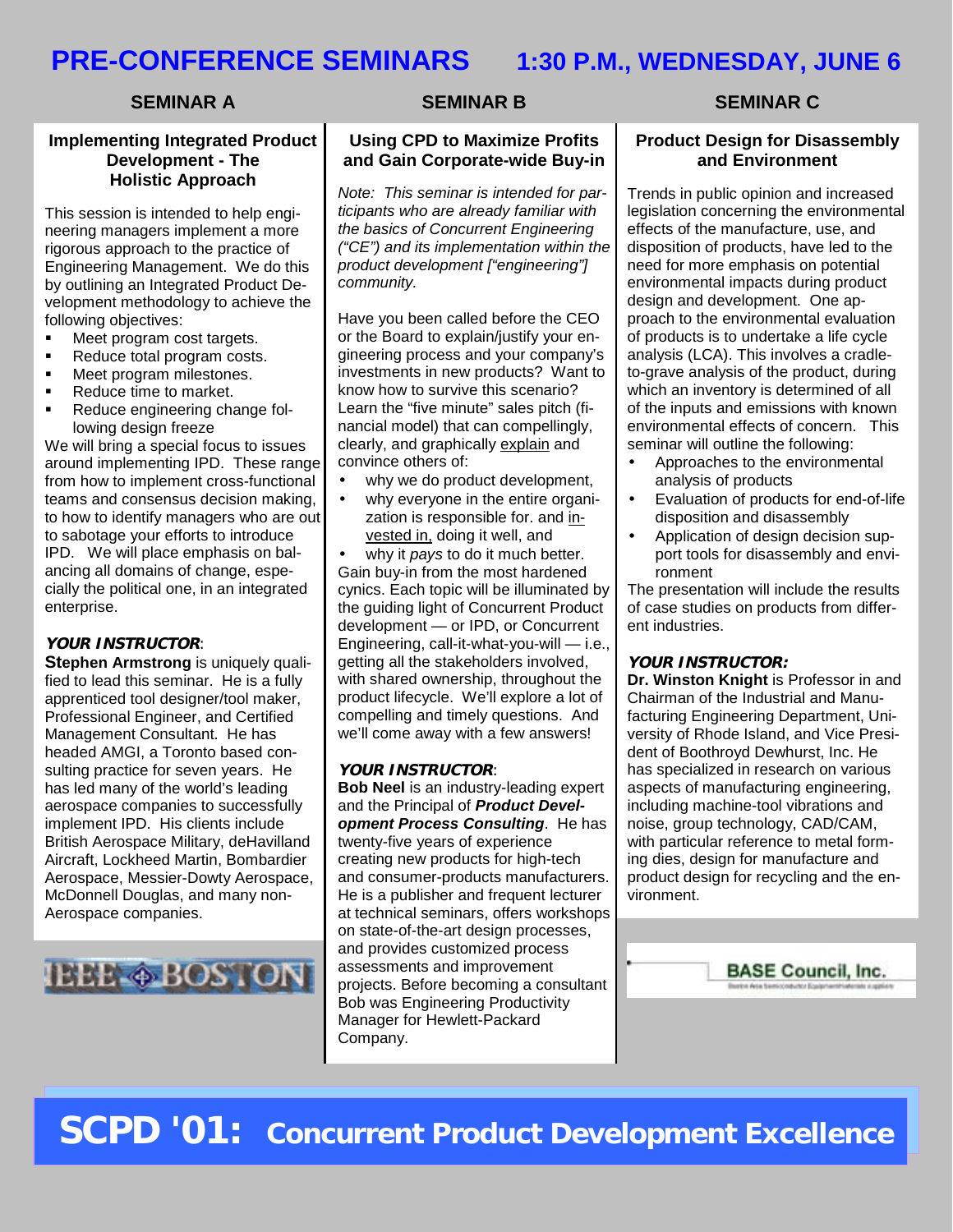# PRE-CONFERENCE SEMINARS 1:30 P.M., WEDNESDAY, JUNE 6

## SEMINAR A

### Implementing Integrated Product Development - The Holistic Approach

This session is intended to help engineering managers implement a more rigorous approach to the practice of Engineering Management. We do this by outlining an Integrated Product Development methodology to achieve the following objectives:

- Meet program cost targets.
- Reduce total program costs.
- Meet program milestones.
- Reduce time to market.
- Reduce engineering change following design freeze

We will bring a special focus to issues around implementing IPD. These range from how to implement cross-functional teams and consensus decision making, to how to identify managers who are out to sabotage your efforts to introduce IPD. We will place emphasis on balancing all domains of change, especially the political one, in an integrated enterprise.

***YOUR INSTRUCTOR***:

**Stephen Armstrong** is uniquely qualified to lead this seminar. He is a fully apprenticed tool designer/tool maker, Professional Engineer, and Certified Management Consultant. He has headed AMGI, a Toronto based consulting practice for seven years. He has led many of the world's leading aerospace companies to successfully implement IPD. His clients include British Aerospace Military, deHavilland Aircraft, Lockheed Martin, Bombardier Aerospace, Messier-Dowty Aerospace, McDonnell Douglas, and many non-Aerospace companies.

IEEE BOSTON

## SEMINAR B

### Using CPD to Maximize Profits and Gain Corporate-wide Buy-in

*Note: This seminar is intended for participants who are already familiar with the basics of Concurrent Engineering ("CE") and its implementation within the product development ["engineering"] community.*

Have you been called before the CEO or the Board to explain/justify your engineering process and your company's investments in new products? Want to know how to survive this scenario? Learn the "five minute" sales pitch (financial model) that can compellingly, clearly, and graphically explain and convince others of:

- why we do product development,
- why everyone in the entire organization is responsible for. and invested in, doing it well, and
- why it *pays* to do it much better.

Gain buy-in from the most hardened cynics. Each topic will be illuminated by the guiding light of Concurrent Product development — or IPD, or Concurrent Engineering, call-it-what-you-will — i.e., getting all the stakeholders involved, with shared ownership, throughout the product lifecycle. We'll explore a lot of compelling and timely questions. And we'll come away with a few answers!

***YOUR INSTRUCTOR***:

**Bob Neel** is an industry-leading expert and the Principal of ***Product Development Process Consulting***. He has twenty-five years of experience creating new products for high-tech and consumer-products manufacturers. He is a publisher and frequent lecturer at technical seminars, offers workshops on state-of-the-art design processes, and provides customized process assessments and improvement projects. Before becoming a consultant Bob was Engineering Productivity Manager for Hewlett-Packard Company.

## SEMINAR C

### Product Design for Disassembly and Environment

Trends in public opinion and increased legislation concerning the environmental effects of the manufacture, use, and disposition of products, have led to the need for more emphasis on potential environmental impacts during product design and development. One approach to the environmental evaluation of products is to undertake a life cycle analysis (LCA). This involves a cradle-to-grave analysis of the product, during which an inventory is determined of all of the inputs and emissions with known environmental effects of concern. This seminar will outline the following:

- Approaches to the environmental analysis of products
- Evaluation of products for end-of-life disposition and disassembly
- Application of design decision support tools for disassembly and environment

The presentation will include the results of case studies on products from different industries.

***YOUR INSTRUCTOR:***

**Dr. Winston Knight** is Professor in and Chairman of the Industrial and Manufacturing Engineering Department, University of Rhode Island, and Vice President of Boothroyd Dewhurst, Inc. He has specialized in research on various aspects of manufacturing engineering, including machine-tool vibrations and noise, group technology, CAD/CAM, with particular reference to metal forming dies, design for manufacture and product design for recycling and the environment.

BASE Council, Inc.

# SCPD '01: Concurrent Product Development Excellence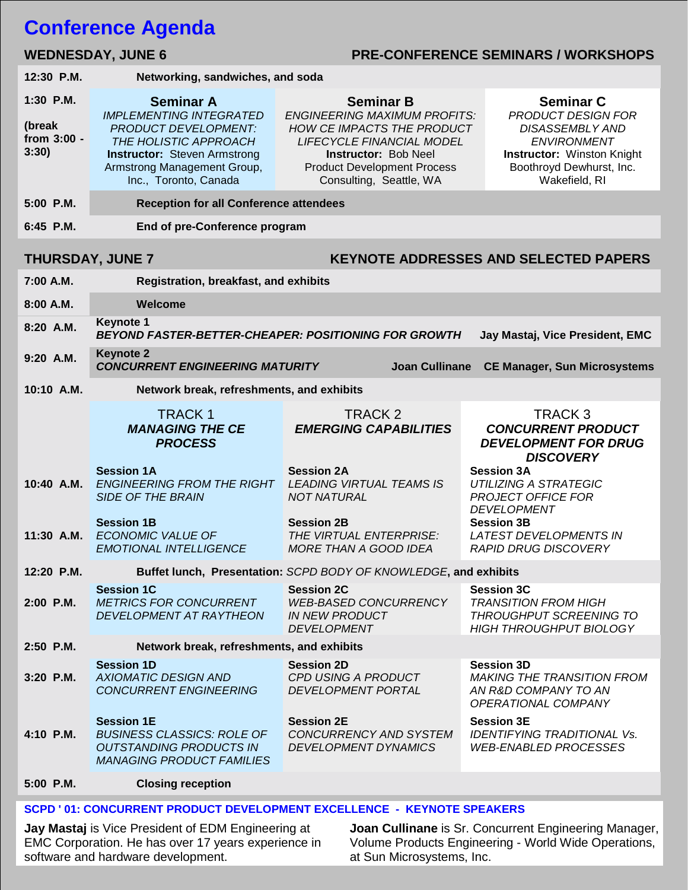# Conference Agenda

## WEDNESDAY, JUNE 6 — PRE-CONFERENCE SEMINARS / WORKSHOPS

| Time | Seminar A | Seminar B | Seminar C |
|---|---|---|---|
| 12:30 P.M. | **Networking, sandwiches, and soda** | | |
| 1:30 P.M. (break from 3:00 - 3:30) | **Seminar A** *IMPLEMENTING INTEGRATED PRODUCT DEVELOPMENT: THE HOLISTIC APPROACH* **Instructor:** Steven Armstrong Armstrong Management Group, Inc., Toronto, Canada | **Seminar B** *ENGINEERING MAXIMUM PROFITS: HOW CE IMPACTS THE PRODUCT LIFECYCLE FINANCIAL MODEL* **Instructor:** Bob Neel Product Development Process Consulting, Seattle, WA | **Seminar C** *PRODUCT DESIGN FOR DISASSEMBLY AND ENVIRONMENT* **Instructor:** Winston Knight Boothroyd Dewhurst, Inc. Wakefield, RI |
| 5:00 P.M. | **Reception for all Conference attendees** | | |
| 6:45 P.M. | **End of pre-Conference program** | | |

## THURSDAY, JUNE 7 — KEYNOTE ADDRESSES AND SELECTED PAPERS

| Time | Track 1 | Track 2 | Track 3 |
|---|---|---|---|
| 7:00 A.M. | **Registration, breakfast, and exhibits** | | |
| 8:00 A.M. | **Welcome** | | |
| 8:20 A.M. | **Keynote 1** ***BEYOND FASTER-BETTER-CHEAPER: POSITIONING FOR GROWTH*** **Jay Mastaj, Vice President, EMC** | | |
| 9:20 A.M. | **Keynote 2** ***CONCURRENT ENGINEERING MATURITY*** **Joan Cullinane CE Manager, Sun Microsystems** | | |
| 10:10 A.M. | **Network break, refreshments, and exhibits** | | |
| | TRACK 1 ***MANAGING THE CE PROCESS*** | TRACK 2 ***EMERGING CAPABILITIES*** | TRACK 3 ***CONCURRENT PRODUCT DEVELOPMENT FOR DRUG DISCOVERY*** |
| 10:40 A.M. | **Session 1A** *ENGINEERING FROM THE RIGHT SIDE OF THE BRAIN* | **Session 2A** *LEADING VIRTUAL TEAMS IS NOT NATURAL* | **Session 3A** *UTILIZING A STRATEGIC PROJECT OFFICE FOR DEVELOPMENT* |
| 11:30 A.M. | **Session 1B** *ECONOMIC VALUE OF EMOTIONAL INTELLIGENCE* | **Session 2B** *THE VIRTUAL ENTERPRISE: MORE THAN A GOOD IDEA* | **Session 3B** *LATEST DEVELOPMENTS IN RAPID DRUG DISCOVERY* |
| 12:20 P.M. | **Buffet lunch, Presentation:** *SCPD BODY OF KNOWLEDGE*, **and exhibits** | | |
| 2:00 P.M. | **Session 1C** *METRICS FOR CONCURRENT DEVELOPMENT AT RAYTHEON* | **Session 2C** *WEB-BASED CONCURRENCY IN NEW PRODUCT DEVELOPMENT* | **Session 3C** *TRANSITION FROM HIGH THROUGHPUT SCREENING TO HIGH THROUGHPUT BIOLOGY* |
| 2:50 P.M. | **Network break, refreshments, and exhibits** | | |
| 3:20 P.M. | **Session 1D** *AXIOMATIC DESIGN AND CONCURRENT ENGINEERING* | **Session 2D** *CPD USING A PRODUCT DEVELOPMENT PORTAL* | **Session 3D** *MAKING THE TRANSITION FROM AN R&D COMPANY TO AN OPERATIONAL COMPANY* |
| 4:10 P.M. | **Session 1E** *BUSINESS CLASSICS: ROLE OF OUTSTANDING PRODUCTS IN MANAGING PRODUCT FAMILIES* | **Session 2E** *CONCURRENCY AND SYSTEM DEVELOPMENT DYNAMICS* | **Session 3E** *IDENTIFYING TRADITIONAL Vs. WEB-ENABLED PROCESSES* |
| 5:00 P.M. | **Closing reception** | | |

### SCPD ' 01: CONCURRENT PRODUCT DEVELOPMENT EXCELLENCE - KEYNOTE SPEAKERS

**Jay Mastaj** is Vice President of EDM Engineering at EMC Corporation. He has over 17 years experience in software and hardware development.

**Joan Cullinane** is Sr. Concurrent Engineering Manager, Volume Products Engineering - World Wide Operations, at Sun Microsystems, Inc.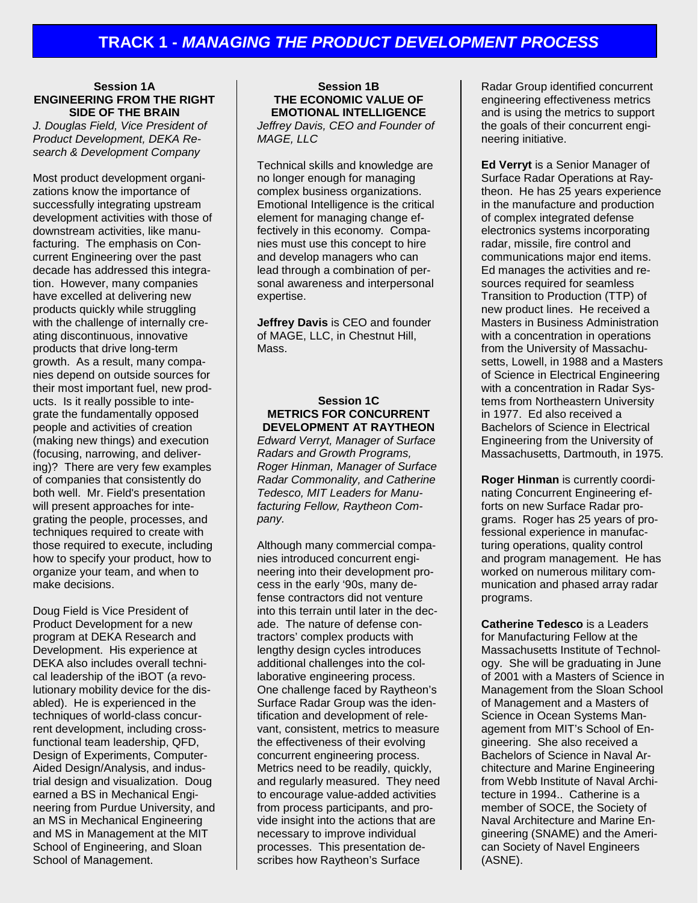# TRACK 1 - *MANAGING THE PRODUCT DEVELOPMENT PROCESS*

### Session 1A
### ENGINEERING FROM THE RIGHT SIDE OF THE BRAIN

*J. Douglas Field, Vice President of Product Development, DEKA Research & Development Company*

Most product development organizations know the importance of successfully integrating upstream development activities with those of downstream activities, like manufacturing. The emphasis on Concurrent Engineering over the past decade has addressed this integration. However, many companies have excelled at delivering new products quickly while struggling with the challenge of internally creating discontinuous, innovative products that drive long-term growth. As a result, many companies depend on outside sources for their most important fuel, new products. Is it really possible to integrate the fundamentally opposed people and activities of creation (making new things) and execution (focusing, narrowing, and delivering)? There are very few examples of companies that consistently do both well. Mr. Field's presentation will present approaches for integrating the people, processes, and techniques required to create with those required to execute, including how to specify your product, how to organize your team, and when to make decisions.

Doug Field is Vice President of Product Development for a new program at DEKA Research and Development. His experience at DEKA also includes overall technical leadership of the iBOT (a revolutionary mobility device for the disabled). He is experienced in the techniques of world-class concurrent development, including cross-functional team leadership, QFD, Design of Experiments, Computer-Aided Design/Analysis, and industrial design and visualization. Doug earned a BS in Mechanical Engineering from Purdue University, and an MS in Mechanical Engineering and MS in Management at the MIT School of Engineering, and Sloan School of Management.

### Session 1B
### THE ECONOMIC VALUE OF EMOTIONAL INTELLIGENCE

*Jeffrey Davis, CEO and Founder of MAGE, LLC*

Technical skills and knowledge are no longer enough for managing complex business organizations. Emotional Intelligence is the critical element for managing change effectively in this economy. Companies must use this concept to hire and develop managers who can lead through a combination of personal awareness and interpersonal expertise.

**Jeffrey Davis** is CEO and founder of MAGE, LLC, in Chestnut Hill, Mass.

### Session 1C
### METRICS FOR CONCURRENT DEVELOPMENT AT RAYTHEON

*Edward Verryt, Manager of Surface Radars and Growth Programs, Roger Hinman, Manager of Surface Radar Commonality, and Catherine Tedesco, MIT Leaders for Manufacturing Fellow, Raytheon Company.*

Although many commercial companies introduced concurrent engineering into their development process in the early '90s, many defense contractors did not venture into this terrain until later in the decade. The nature of defense contractors' complex products with lengthy design cycles introduces additional challenges into the collaborative engineering process. One challenge faced by Raytheon's Surface Radar Group was the identification and development of relevant, consistent, metrics to measure the effectiveness of their evolving concurrent engineering process. Metrics need to be readily, quickly, and regularly measured. They need to encourage value-added activities from process participants, and provide insight into the actions that are necessary to improve individual processes. This presentation describes how Raytheon's Surface Radar Group identified concurrent engineering effectiveness metrics and is using the metrics to support the goals of their concurrent engineering initiative.

**Ed Verryt** is a Senior Manager of Surface Radar Operations at Raytheon. He has 25 years experience in the manufacture and production of complex integrated defense electronics systems incorporating radar, missile, fire control and communications major end items. Ed manages the activities and resources required for seamless Transition to Production (TTP) of new product lines. He received a Masters in Business Administration with a concentration in operations from the University of Massachusetts, Lowell, in 1988 and a Masters of Science in Electrical Engineering with a concentration in Radar Systems from Northeastern University in 1977. Ed also received a Bachelors of Science in Electrical Engineering from the University of Massachusetts, Dartmouth, in 1975.

**Roger Hinman** is currently coordinating Concurrent Engineering efforts on new Surface Radar programs. Roger has 25 years of professional experience in manufacturing operations, quality control and program management. He has worked on numerous military communication and phased array radar programs.

**Catherine Tedesco** is a Leaders for Manufacturing Fellow at the Massachusetts Institute of Technology. She will be graduating in June of 2001 with a Masters of Science in Management from the Sloan School of Management and a Masters of Science in Ocean Systems Management from MIT's School of Engineering. She also received a Bachelors of Science in Naval Architecture and Marine Engineering from Webb Institute of Naval Architecture in 1994.. Catherine is a member of SOCE, the Society of Naval Architecture and Marine Engineering (SNAME) and the American Society of Navel Engineers (ASNE).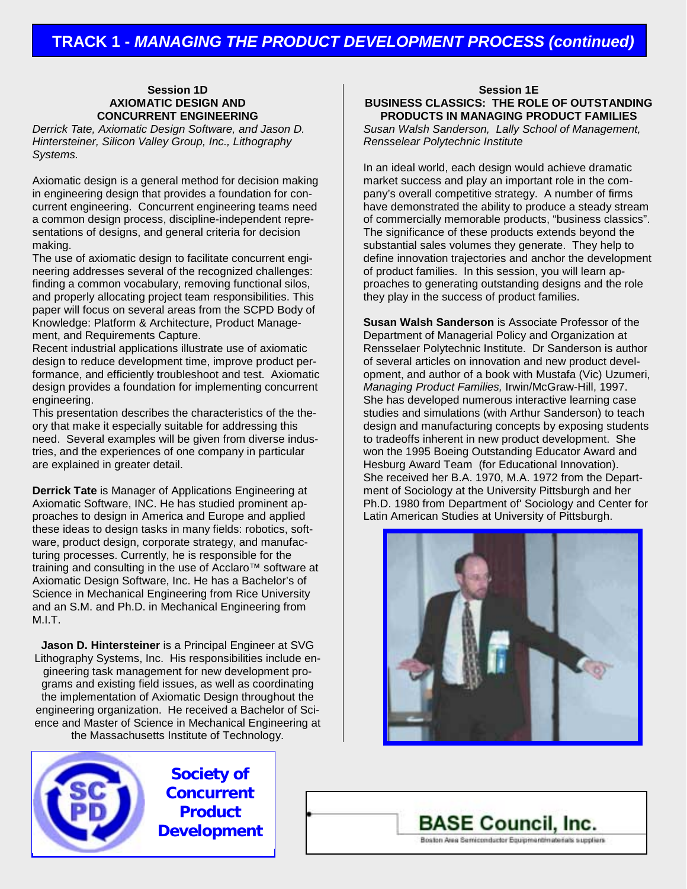# TRACK 1 - *MANAGING THE PRODUCT DEVELOPMENT PROCESS (continued)*

## Session 1D
## AXIOMATIC DESIGN AND CONCURRENT ENGINEERING

*Derrick Tate, Axiomatic Design Software, and Jason D. Hintersteiner, Silicon Valley Group, Inc., Lithography Systems.*

Axiomatic design is a general method for decision making in engineering design that provides a foundation for concurrent engineering. Concurrent engineering teams need a common design process, discipline-independent representations of designs, and general criteria for decision making.

The use of axiomatic design to facilitate concurrent engineering addresses several of the recognized challenges: finding a common vocabulary, removing functional silos, and properly allocating project team responsibilities. This paper will focus on several areas from the SCPD Body of Knowledge: Platform & Architecture, Product Management, and Requirements Capture.

Recent industrial applications illustrate use of axiomatic design to reduce development time, improve product performance, and efficiently troubleshoot and test. Axiomatic design provides a foundation for implementing concurrent engineering.

This presentation describes the characteristics of the theory that make it especially suitable for addressing this need. Several examples will be given from diverse industries, and the experiences of one company in particular are explained in greater detail.

**Derrick Tate** is Manager of Applications Engineering at Axiomatic Software, INC. He has studied prominent approaches to design in America and Europe and applied these ideas to design tasks in many fields: robotics, software, product design, corporate strategy, and manufacturing processes. Currently, he is responsible for the training and consulting in the use of Acclaro™ software at Axiomatic Design Software, Inc. He has a Bachelor's of Science in Mechanical Engineering from Rice University and an S.M. and Ph.D. in Mechanical Engineering from M.I.T.

**Jason D. Hintersteiner** is a Principal Engineer at SVG Lithography Systems, Inc. His responsibilities include engineering task management for new development programs and existing field issues, as well as coordinating the implementation of Axiomatic Design throughout the engineering organization. He received a Bachelor of Science and Master of Science in Mechanical Engineering at the Massachusetts Institute of Technology.

## Session 1E
## BUSINESS CLASSICS: THE ROLE OF OUTSTANDING PRODUCTS IN MANAGING PRODUCT FAMILIES

*Susan Walsh Sanderson, Lally School of Management, Rensselear Polytechnic Institute*

In an ideal world, each design would achieve dramatic market success and play an important role in the company's overall competitive strategy. A number of firms have demonstrated the ability to produce a steady stream of commercially memorable products, "business classics". The significance of these products extends beyond the substantial sales volumes they generate. They help to define innovation trajectories and anchor the development of product families. In this session, you will learn approaches to generating outstanding designs and the role they play in the success of product families.

**Susan Walsh Sanderson** is Associate Professor of the Department of Managerial Policy and Organization at Rensselaer Polytechnic Institute. Dr Sanderson is author of several articles on innovation and new product development, and author of a book with Mustafa (Vic) Uzumeri, *Managing Product Families,* Irwin/McGraw-Hill, 1997. She has developed numerous interactive learning case studies and simulations (with Arthur Sanderson) to teach design and manufacturing concepts by exposing students to tradeoffs inherent in new product development. She won the 1995 Boeing Outstanding Educator Award and Hesburg Award Team (for Educational Innovation). She received her B.A. 1970, M.A. 1972 from the Department of Sociology at the University Pittsburgh and her Ph.D. 1980 from Department of' Sociology and Center for Latin American Studies at University of Pittsburgh.

**Society of Concurrent Product Development**

**BASE Council, Inc.**
Boston Area Semiconductor Equipment/materials suppliers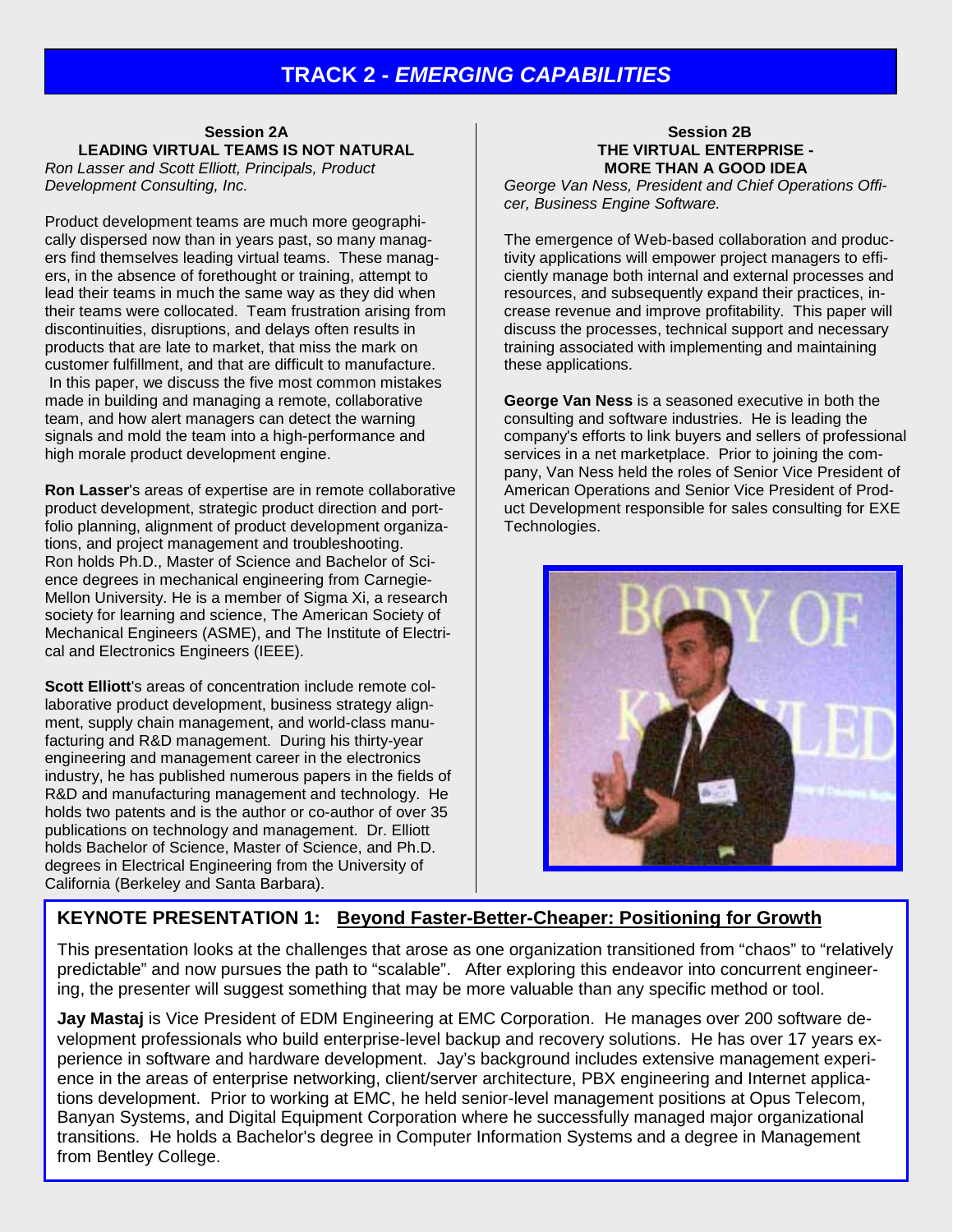# TRACK 2 - *EMERGING CAPABILITIES*

### Session 2A
### LEADING VIRTUAL TEAMS IS NOT NATURAL

*Ron Lasser and Scott Elliott, Principals, Product Development Consulting, Inc.*

Product development teams are much more geographically dispersed now than in years past, so many managers find themselves leading virtual teams. These managers, in the absence of forethought or training, attempt to lead their teams in much the same way as they did when their teams were collocated. Team frustration arising from discontinuities, disruptions, and delays often results in products that are late to market, that miss the mark on customer fulfillment, and that are difficult to manufacture. In this paper, we discuss the five most common mistakes made in building and managing a remote, collaborative team, and how alert managers can detect the warning signals and mold the team into a high-performance and high morale product development engine.

**Ron Lasser**'s areas of expertise are in remote collaborative product development, strategic product direction and portfolio planning, alignment of product development organizations, and project management and troubleshooting. Ron holds Ph.D., Master of Science and Bachelor of Science degrees in mechanical engineering from Carnegie-Mellon University. He is a member of Sigma Xi, a research society for learning and science, The American Society of Mechanical Engineers (ASME), and The Institute of Electrical and Electronics Engineers (IEEE).

**Scott Elliott**'s areas of concentration include remote collaborative product development, business strategy alignment, supply chain management, and world-class manufacturing and R&D management. During his thirty-year engineering and management career in the electronics industry, he has published numerous papers in the fields of R&D and manufacturing management and technology. He holds two patents and is the author or co-author of over 35 publications on technology and management. Dr. Elliott holds Bachelor of Science, Master of Science, and Ph.D. degrees in Electrical Engineering from the University of California (Berkeley and Santa Barbara).

### Session 2B
### THE VIRTUAL ENTERPRISE - MORE THAN A GOOD IDEA

*George Van Ness, President and Chief Operations Officer, Business Engine Software.*

The emergence of Web-based collaboration and productivity applications will empower project managers to efficiently manage both internal and external processes and resources, and subsequently expand their practices, increase revenue and improve profitability. This paper will discuss the processes, technical support and necessary training associated with implementing and maintaining these applications.

**George Van Ness** is a seasoned executive in both the consulting and software industries. He is leading the company's efforts to link buyers and sellers of professional services in a net marketplace. Prior to joining the company, Van Ness held the roles of Senior Vice President of American Operations and Senior Vice President of Product Development responsible for sales consulting for EXE Technologies.

## KEYNOTE PRESENTATION 1: <u>Beyond Faster-Better-Cheaper: Positioning for Growth</u>

This presentation looks at the challenges that arose as one organization transitioned from "chaos" to "relatively predictable" and now pursues the path to "scalable". After exploring this endeavor into concurrent engineering, the presenter will suggest something that may be more valuable than any specific method or tool.

**Jay Mastaj** is Vice President of EDM Engineering at EMC Corporation. He manages over 200 software development professionals who build enterprise-level backup and recovery solutions. He has over 17 years experience in software and hardware development. Jay's background includes extensive management experience in the areas of enterprise networking, client/server architecture, PBX engineering and Internet applications development. Prior to working at EMC, he held senior-level management positions at Opus Telecom, Banyan Systems, and Digital Equipment Corporation where he successfully managed major organizational transitions. He holds a Bachelor's degree in Computer Information Systems and a degree in Management from Bentley College.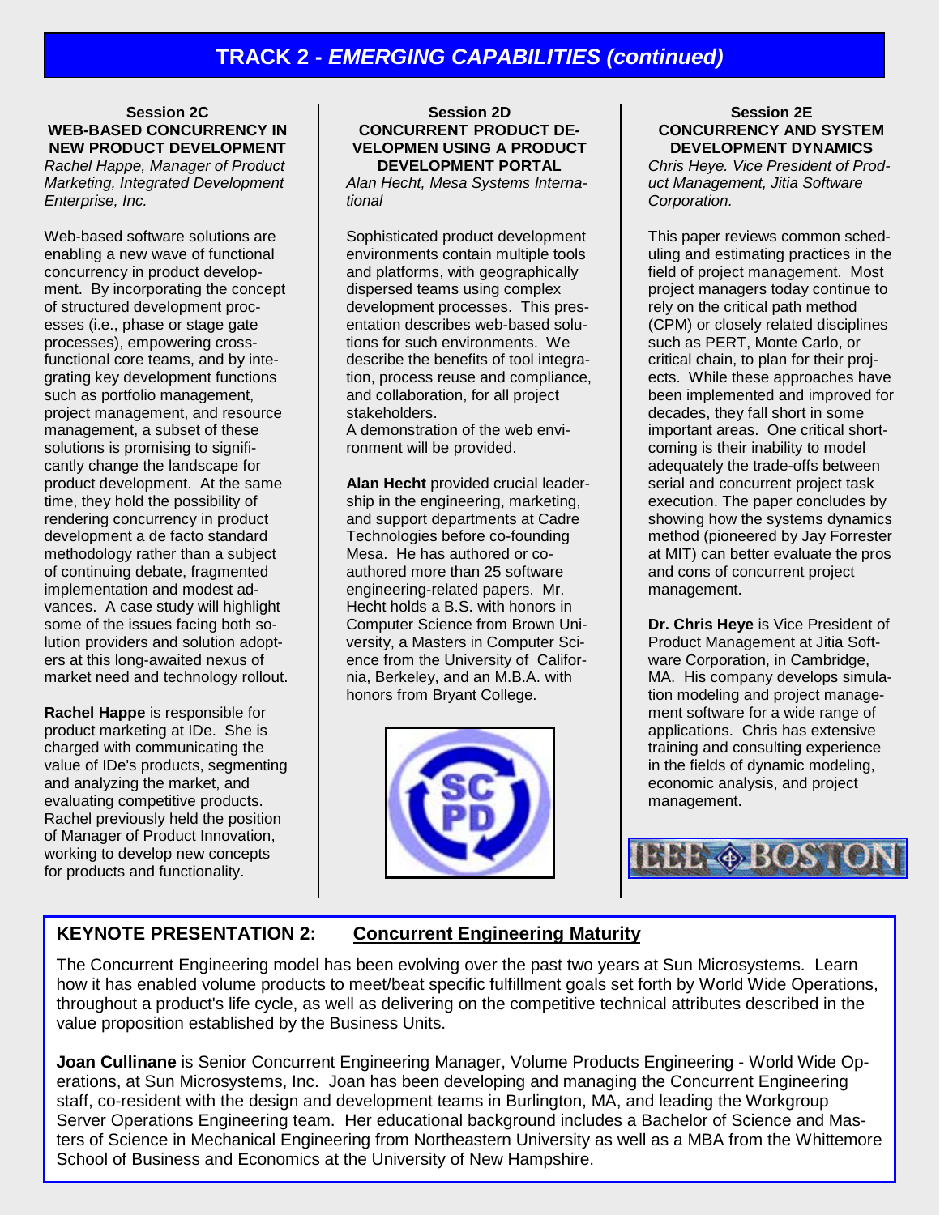# TRACK 2 - *EMERGING CAPABILITIES (continued)*

### Session 2C
### WEB-BASED CONCURRENCY IN NEW PRODUCT DEVELOPMENT

*Rachel Happe, Manager of Product Marketing, Integrated Development Enterprise, Inc.*

Web-based software solutions are enabling a new wave of functional concurrency in product development. By incorporating the concept of structured development processes (i.e., phase or stage gate processes), empowering cross-functional core teams, and by integrating key development functions such as portfolio management, project management, and resource management, a subset of these solutions is promising to significantly change the landscape for product development. At the same time, they hold the possibility of rendering concurrency in product development a de facto standard methodology rather than a subject of continuing debate, fragmented implementation and modest advances. A case study will highlight some of the issues facing both solution providers and solution adopters at this long-awaited nexus of market need and technology rollout.

**Rachel Happe** is responsible for product marketing at IDe. She is charged with communicating the value of IDe's products, segmenting and analyzing the market, and evaluating competitive products. Rachel previously held the position of Manager of Product Innovation, working to develop new concepts for products and functionality.

### Session 2D
### CONCURRENT PRODUCT DEVELOPMEN USING A PRODUCT DEVELOPMENT PORTAL

*Alan Hecht, Mesa Systems International*

Sophisticated product development environments contain multiple tools and platforms, with geographically dispersed teams using complex development processes. This presentation describes web-based solutions for such environments. We describe the benefits of tool integration, process reuse and compliance, and collaboration, for all project stakeholders.
A demonstration of the web environment will be provided.

**Alan Hecht** provided crucial leadership in the engineering, marketing, and support departments at Cadre Technologies before co-founding Mesa. He has authored or co-authored more than 25 software engineering-related papers. Mr. Hecht holds a B.S. with honors in Computer Science from Brown University, a Masters in Computer Science from the University of California, Berkeley, and an M.B.A. with honors from Bryant College.

### Session 2E
### CONCURRENCY AND SYSTEM DEVELOPMENT DYNAMICS

*Chris Heye. Vice President of Product Management, Jitia Software Corporation.*

This paper reviews common scheduling and estimating practices in the field of project management. Most project managers today continue to rely on the critical path method (CPM) or closely related disciplines such as PERT, Monte Carlo, or critical chain, to plan for their projects. While these approaches have been implemented and improved for decades, they fall short in some important areas. One critical shortcoming is their inability to model adequately the trade-offs between serial and concurrent project task execution. The paper concludes by showing how the systems dynamics method (pioneered by Jay Forrester at MIT) can better evaluate the pros and cons of concurrent project management.

**Dr. Chris Heye** is Vice President of Product Management at Jitia Software Corporation, in Cambridge, MA. His company develops simulation modeling and project management software for a wide range of applications. Chris has extensive training and consulting experience in the fields of dynamic modeling, economic analysis, and project management.

## KEYNOTE PRESENTATION 2: Concurrent Engineering Maturity

The Concurrent Engineering model has been evolving over the past two years at Sun Microsystems. Learn how it has enabled volume products to meet/beat specific fulfillment goals set forth by World Wide Operations, throughout a product's life cycle, as well as delivering on the competitive technical attributes described in the value proposition established by the Business Units.

**Joan Cullinane** is Senior Concurrent Engineering Manager, Volume Products Engineering - World Wide Operations, at Sun Microsystems, Inc. Joan has been developing and managing the Concurrent Engineering staff, co-resident with the design and development teams in Burlington, MA, and leading the Workgroup Server Operations Engineering team. Her educational background includes a Bachelor of Science and Masters of Science in Mechanical Engineering from Northeastern University as well as a MBA from the Whittemore School of Business and Economics at the University of New Hampshire.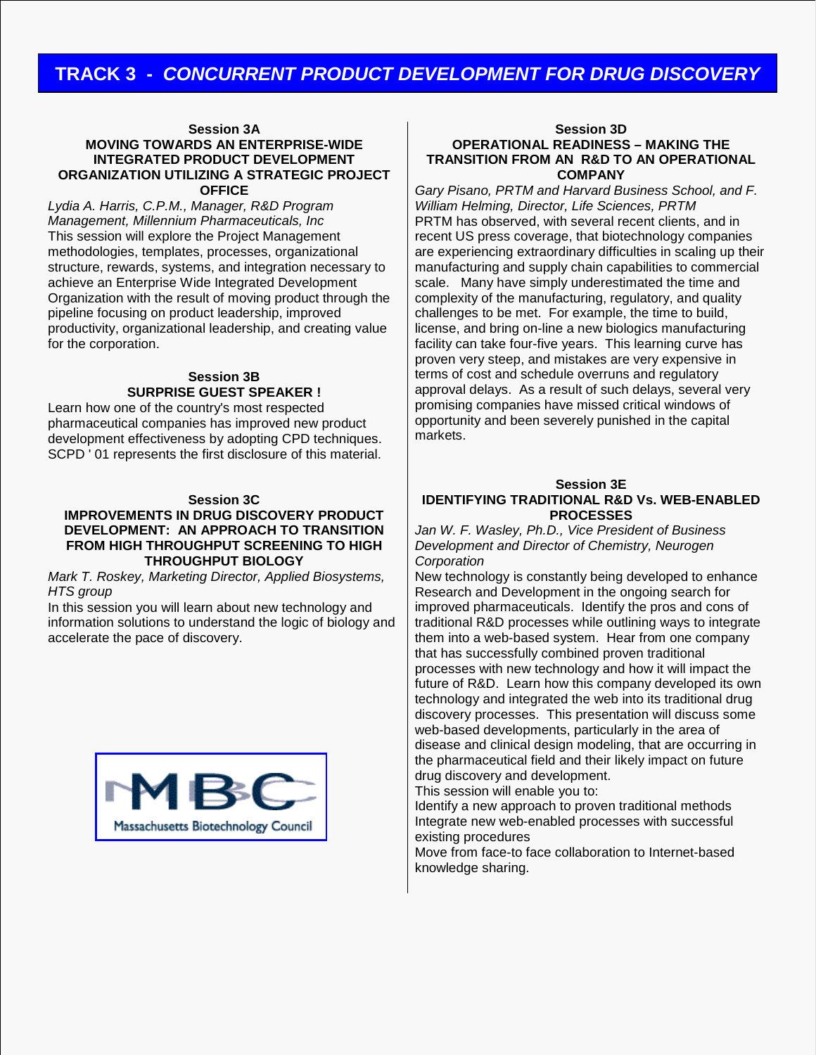# TRACK 3 - *CONCURRENT PRODUCT DEVELOPMENT FOR DRUG DISCOVERY*

### Session 3A
### MOVING TOWARDS AN ENTERPRISE-WIDE INTEGRATED PRODUCT DEVELOPMENT ORGANIZATION UTILIZING A STRATEGIC PROJECT OFFICE

*Lydia A. Harris, C.P.M., Manager, R&D Program Management, Millennium Pharmaceuticals, Inc*

This session will explore the Project Management methodologies, templates, processes, organizational structure, rewards, systems, and integration necessary to achieve an Enterprise Wide Integrated Development Organization with the result of moving product through the pipeline focusing on product leadership, improved productivity, organizational leadership, and creating value for the corporation.

### Session 3B
### SURPRISE GUEST SPEAKER !

Learn how one of the country's most respected pharmaceutical companies has improved new product development effectiveness by adopting CPD techniques. SCPD ' 01 represents the first disclosure of this material.

### Session 3C
### IMPROVEMENTS IN DRUG DISCOVERY PRODUCT DEVELOPMENT: AN APPROACH TO TRANSITION FROM HIGH THROUGHPUT SCREENING TO HIGH THROUGHPUT BIOLOGY

*Mark T. Roskey, Marketing Director, Applied Biosystems, HTS group*

In this session you will learn about new technology and information solutions to understand the logic of biology and accelerate the pace of discovery.

MBC
Massachusetts Biotechnology Council

### Session 3D
### OPERATIONAL READINESS – MAKING THE TRANSITION FROM AN R&D TO AN OPERATIONAL COMPANY

*Gary Pisano, PRTM and Harvard Business School, and F. William Helming, Director, Life Sciences, PRTM*

PRTM has observed, with several recent clients, and in recent US press coverage, that biotechnology companies are experiencing extraordinary difficulties in scaling up their manufacturing and supply chain capabilities to commercial scale. Many have simply underestimated the time and complexity of the manufacturing, regulatory, and quality challenges to be met. For example, the time to build, license, and bring on-line a new biologics manufacturing facility can take four-five years. This learning curve has proven very steep, and mistakes are very expensive in terms of cost and schedule overruns and regulatory approval delays. As a result of such delays, several very promising companies have missed critical windows of opportunity and been severely punished in the capital markets.

### Session 3E
### IDENTIFYING TRADITIONAL R&D Vs. WEB-ENABLED PROCESSES

*Jan W. F. Wasley, Ph.D., Vice President of Business Development and Director of Chemistry, Neurogen Corporation*

New technology is constantly being developed to enhance Research and Development in the ongoing search for improved pharmaceuticals. Identify the pros and cons of traditional R&D processes while outlining ways to integrate them into a web-based system. Hear from one company that has successfully combined proven traditional processes with new technology and how it will impact the future of R&D. Learn how this company developed its own technology and integrated the web into its traditional drug discovery processes. This presentation will discuss some web-based developments, particularly in the area of disease and clinical design modeling, that are occurring in the pharmaceutical field and their likely impact on future drug discovery and development.

This session will enable you to:

Identify a new approach to proven traditional methods

Integrate new web-enabled processes with successful existing procedures

Move from face-to face collaboration to Internet-based knowledge sharing.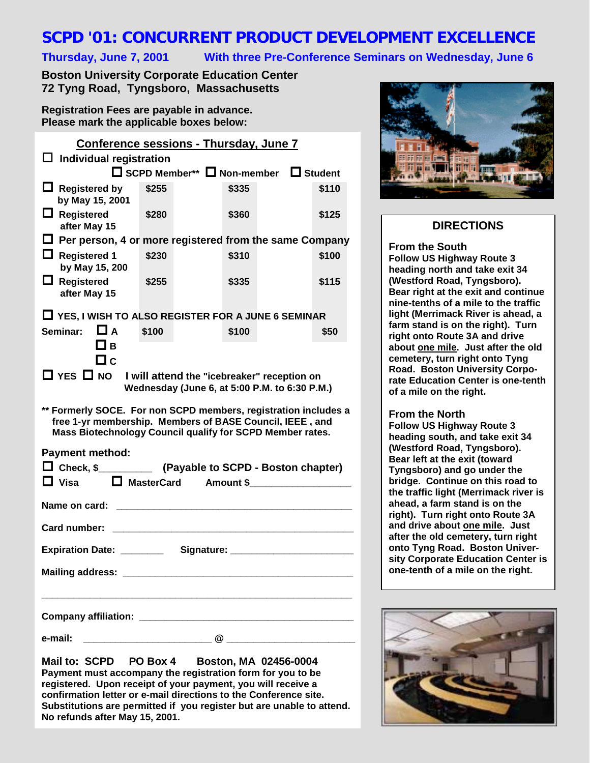# SCPD '01: CONCURRENT PRODUCT DEVELOPMENT EXCELLENCE

**Thursday, June 7, 2001** With three Pre-Conference Seminars on Wednesday, June 6

**Boston University Corporate Education Center**
**72 Tyng Road, Tyngsboro, Massachusetts**

**Registration Fees are payable in advance.**
**Please mark the applicable boxes below:**

## Conference sessions - Thursday, June 7

☐ Individual registration

| | ☐ SCPD Member** | ☐ Non-member | ☐ Student |
|---|---|---|---|
| ☐ Registered by by May 15, 2001 | $255 | $335 | $110 |
| ☐ Registered after May 15 | $280 | $360 | $125 |
| ☐ Per person, 4 or more registered from the same Company | | | |
| ☐ Registered 1 by May 15, 200 | $230 | $310 | $100 |
| ☐ Registered after May 15 | $255 | $335 | $115 |
| ☐ YES, I WISH TO ALSO REGISTER FOR A JUNE 6 SEMINAR | | | |
| Seminar: ☐ A ☐ B ☐ C | $100 | $100 | $50 |

☐ YES ☐ NO I will attend the "icebreaker" reception on Wednesday (June 6, at 5:00 P.M. to 6:30 P.M.)

** Formerly SOCE. For non SCPD members, registration includes a free 1-yr membership. Members of BASE Council, IEEE , and Mass Biotechnology Council qualify for SCPD Member rates.

**Payment method:**

☐ Check, $_________ (Payable to SCPD - Boston chapter)

☐ Visa ☐ MasterCard Amount $__________________

Name on card: ____________________________________________

Card number: _____________________________________________

Expiration Date: ________ Signature: ______________________

Mailing address: __________________________________________

_________________________________________________________

Company affiliation: _______________________________________

e-mail: _______________________ @ _______________________

**Mail to: SCPD PO Box 4 Boston, MA 02456-0004**

Payment must accompany the registration form for you to be registered. Upon receipt of your payment, you will receive a confirmation letter or e-mail directions to the Conference site. Substitutions are permitted if you register but are unable to attend. No refunds after May 15, 2001.

## DIRECTIONS

### From the South

Follow US Highway Route 3 heading north and take exit 34 (Westford Road, Tyngsboro). Bear right at the exit and continue nine-tenths of a mile to the traffic light (Merrimack River is ahead, a farm stand is on the right). Turn right onto Route 3A and drive about one mile. Just after the old cemetery, turn right onto Tyng Road. Boston University Corporate Education Center is one-tenth of a mile on the right.

### From the North

Follow US Highway Route 3 heading south, and take exit 34 (Westford Road, Tyngsboro). Bear left at the exit (toward Tyngsboro) and go under the bridge. Continue on this road to the traffic light (Merrimack river is ahead, a farm stand is on the right). Turn right onto Route 3A and drive about one mile. Just after the old cemetery, turn right onto Tyng Road. Boston University Corporate Education Center is one-tenth of a mile on the right.